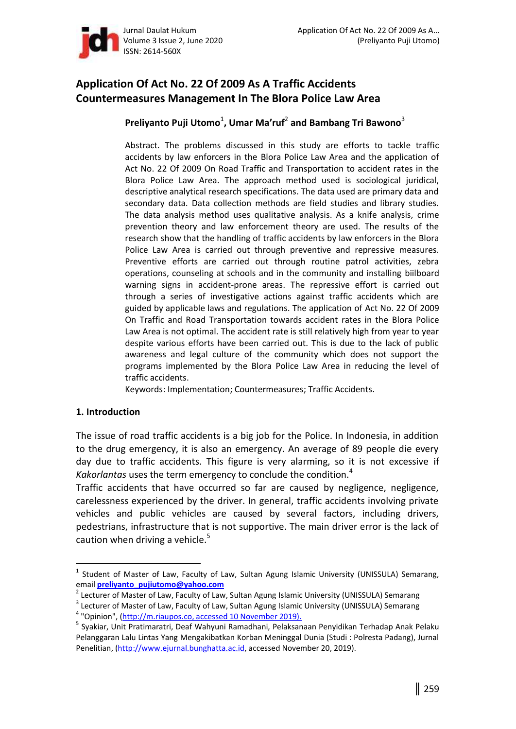# Application Of Act No. 22 Of 2009 As A Traffic Accidents Countermeasures Management In The Blora Police Law Area

**Preliyanto Puji Utomo[1], Umar Ma'ruf[2] and Bambang Tri Bawono[3]**

Abstract. The problems discussed in this study are efforts to tackle traffic accidents by law enforcers in the Blora Police Law Area and the application of Act No. 22 Of 2009 On Road Traffic and Transportation to accident rates in the Blora Police Law Area. The approach method used is sociological juridical, descriptive analytical research specifications. The data used are primary data and secondary data. Data collection methods are field studies and library studies. The data analysis method uses qualitative analysis. As a knife analysis, crime prevention theory and law enforcement theory are used. The results of the research show that the handling of traffic accidents by law enforcers in the Blora Police Law Area is carried out through preventive and repressive measures. Preventive efforts are carried out through routine patrol activities, zebra operations, counseling at schools and in the community and installing biilboard warning signs in accident-prone areas. The repressive effort is carried out through a series of investigative actions against traffic accidents which are guided by applicable laws and regulations. The application of Act No. 22 Of 2009 On Traffic and Road Transportation towards accident rates in the Blora Police Law Area is not optimal. The accident rate is still relatively high from year to year despite various efforts have been carried out. This is due to the lack of public awareness and legal culture of the community which does not support the programs implemented by the Blora Police Law Area in reducing the level of traffic accidents.

Keywords: Implementation; Countermeasures; Traffic Accidents.

## 1. Introduction

The issue of road traffic accidents is a big job for the Police. In Indonesia, in addition to the drug emergency, it is also an emergency. An average of 89 people die every day due to traffic accidents. This figure is very alarming, so it is not excessive if *Kakorlantas* uses the term emergency to conclude the condition.[4]

Traffic accidents that have occurred so far are caused by negligence, negligence, carelessness experienced by the driver. In general, traffic accidents involving private vehicles and public vehicles are caused by several factors, including drivers, pedestrians, infrastructure that is not supportive. The main driver error is the lack of caution when driving a vehicle.[5]

---

[1] Student of Master of Law, Faculty of Law, Sultan Agung Islamic University (UNISSULA) Semarang, email **preliyanto_pujiutomo@yahoo.com**

[2] Lecturer of Master of Law, Faculty of Law, Sultan Agung Islamic University (UNISSULA) Semarang

[3] Lecturer of Master of Law, Faculty of Law, Sultan Agung Islamic University (UNISSULA) Semarang

[4] "Opinion", (http://m.riaupos.co, accessed 10 November 2019).

[5] Syakiar, Unit Pratimaratri, Deaf Wahyuni Ramadhani, Pelaksanaan Penyidikan Terhadap Anak Pelaku Pelanggaran Lalu Lintas Yang Mengakibatkan Korban Meninggal Dunia (Studi : Polresta Padang), Jurnal Penelitian, (http://www.ejurnal.bunghatta.ac.id, accessed November 20, 2019).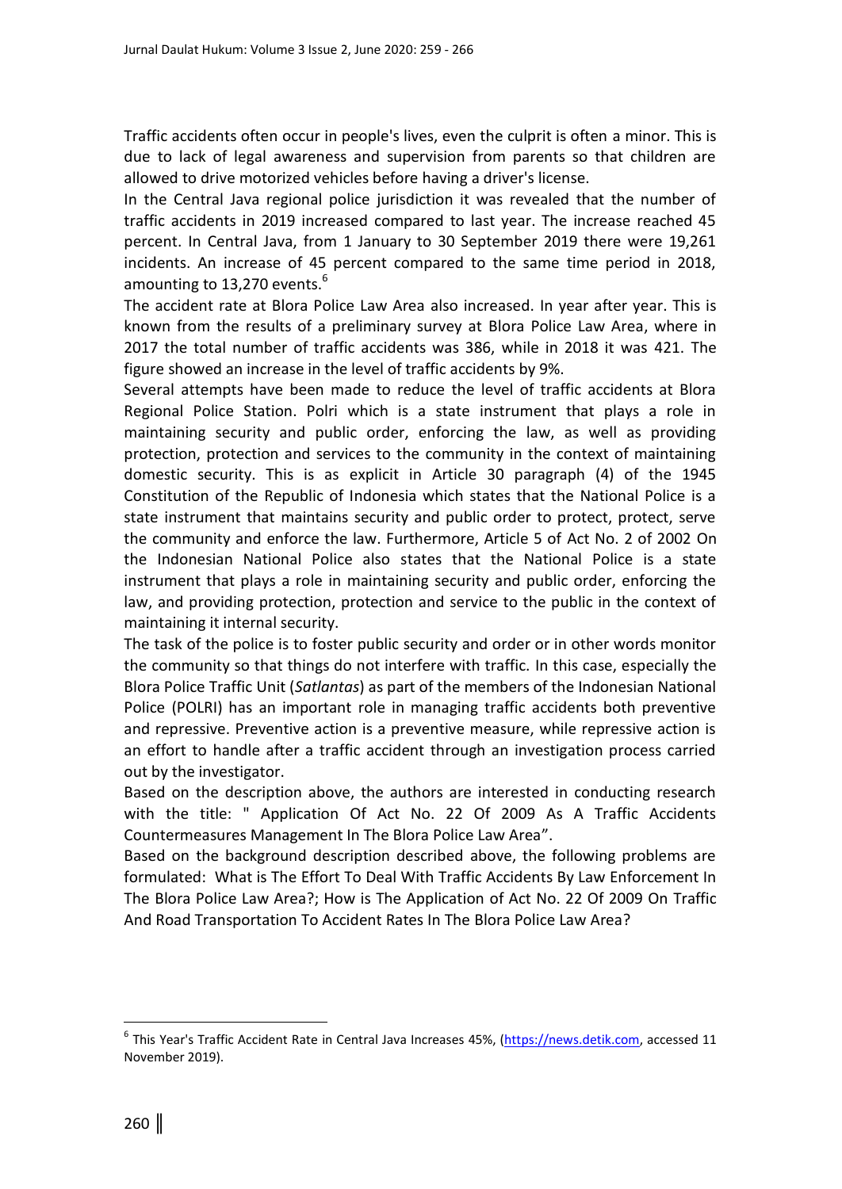Traffic accidents often occur in people's lives, even the culprit is often a minor. This is due to lack of legal awareness and supervision from parents so that children are allowed to drive motorized vehicles before having a driver's license.

In the Central Java regional police jurisdiction it was revealed that the number of traffic accidents in 2019 increased compared to last year. The increase reached 45 percent. In Central Java, from 1 January to 30 September 2019 there were 19,261 incidents. An increase of 45 percent compared to the same time period in 2018, amounting to 13,270 events.[6]

The accident rate at Blora Police Law Area also increased. In year after year. This is known from the results of a preliminary survey at Blora Police Law Area, where in 2017 the total number of traffic accidents was 386, while in 2018 it was 421. The figure showed an increase in the level of traffic accidents by 9%.

Several attempts have been made to reduce the level of traffic accidents at Blora Regional Police Station. Polri which is a state instrument that plays a role in maintaining security and public order, enforcing the law, as well as providing protection, protection and services to the community in the context of maintaining domestic security. This is as explicit in Article 30 paragraph (4) of the 1945 Constitution of the Republic of Indonesia which states that the National Police is a state instrument that maintains security and public order to protect, protect, serve the community and enforce the law. Furthermore, Article 5 of Act No. 2 of 2002 On the Indonesian National Police also states that the National Police is a state instrument that plays a role in maintaining security and public order, enforcing the law, and providing protection, protection and service to the public in the context of maintaining it internal security.

The task of the police is to foster public security and order or in other words monitor the community so that things do not interfere with traffic. In this case, especially the Blora Police Traffic Unit (*Satlantas*) as part of the members of the Indonesian National Police (POLRI) has an important role in managing traffic accidents both preventive and repressive. Preventive action is a preventive measure, while repressive action is an effort to handle after a traffic accident through an investigation process carried out by the investigator.

Based on the description above, the authors are interested in conducting research with the title: " Application Of Act No. 22 Of 2009 As A Traffic Accidents Countermeasures Management In The Blora Police Law Area".

Based on the background description described above, the following problems are formulated: What is The Effort To Deal With Traffic Accidents By Law Enforcement In The Blora Police Law Area?; How is The Application of Act No. 22 Of 2009 On Traffic And Road Transportation To Accident Rates In The Blora Police Law Area?

---

[6] This Year's Traffic Accident Rate in Central Java Increases 45%, (https://news.detik.com, accessed 11 November 2019).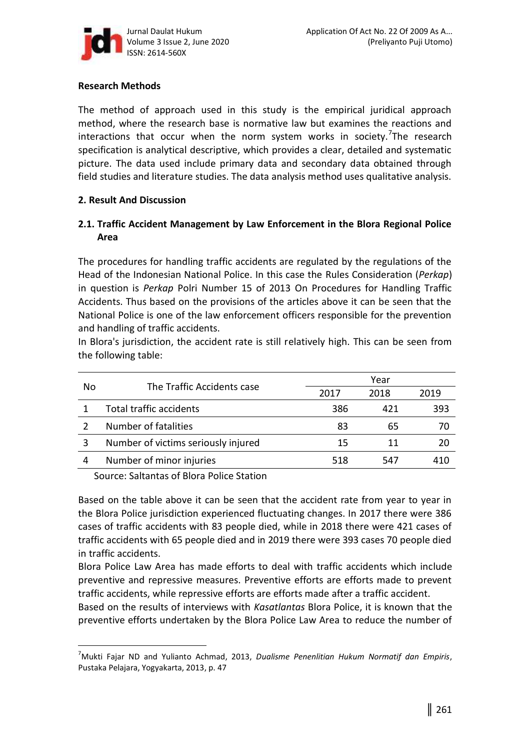## Research Methods

The method of approach used in this study is the empirical juridical approach method, where the research base is normative law but examines the reactions and interactions that occur when the norm system works in society.[7]The research specification is analytical descriptive, which provides a clear, detailed and systematic picture. The data used include primary data and secondary data obtained through field studies and literature studies. The data analysis method uses qualitative analysis.

## 2. Result And Discussion

### 2.1. Traffic Accident Management by Law Enforcement in the Blora Regional Police Area

The procedures for handling traffic accidents are regulated by the regulations of the Head of the Indonesian National Police. In this case the Rules Consideration (*Perkap*) in question is *Perkap* Polri Number 15 of 2013 On Procedures for Handling Traffic Accidents. Thus based on the provisions of the articles above it can be seen that the National Police is one of the law enforcement officers responsible for the prevention and handling of traffic accidents.

In Blora's jurisdiction, the accident rate is still relatively high. This can be seen from the following table:

| No | The Traffic Accidents case | Year | | |
|---|---|---|---|---|
| | | 2017 | 2018 | 2019 |
| 1 | Total traffic accidents | 386 | 421 | 393 |
| 2 | Number of fatalities | 83 | 65 | 70 |
| 3 | Number of victims seriously injured | 15 | 11 | 20 |
| 4 | Number of minor injuries | 518 | 547 | 410 |

Source: Saltantas of Blora Police Station

Based on the table above it can be seen that the accident rate from year to year in the Blora Police jurisdiction experienced fluctuating changes. In 2017 there were 386 cases of traffic accidents with 83 people died, while in 2018 there were 421 cases of traffic accidents with 65 people died and in 2019 there were 393 cases 70 people died in traffic accidents.

Blora Police Law Area has made efforts to deal with traffic accidents which include preventive and repressive measures. Preventive efforts are efforts made to prevent traffic accidents, while repressive efforts are efforts made after a traffic accident.

Based on the results of interviews with *Kasatlantas* Blora Police, it is known that the preventive efforts undertaken by the Blora Police Law Area to reduce the number of

---

[7]Mukti Fajar ND and Yulianto Achmad, 2013, *Dualisme Penenlitian Hukum Normatif dan Empiris*, Pustaka Pelajara, Yogyakarta, 2013, p. 47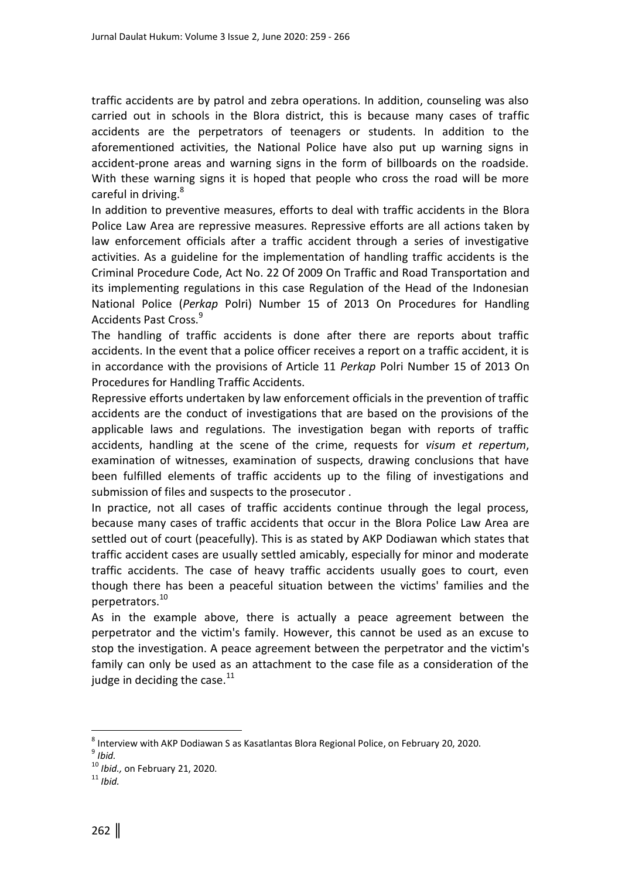traffic accidents are by patrol and zebra operations. In addition, counseling was also carried out in schools in the Blora district, this is because many cases of traffic accidents are the perpetrators of teenagers or students. In addition to the aforementioned activities, the National Police have also put up warning signs in accident-prone areas and warning signs in the form of billboards on the roadside. With these warning signs it is hoped that people who cross the road will be more careful in driving.[8]

In addition to preventive measures, efforts to deal with traffic accidents in the Blora Police Law Area are repressive measures. Repressive efforts are all actions taken by law enforcement officials after a traffic accident through a series of investigative activities. As a guideline for the implementation of handling traffic accidents is the Criminal Procedure Code, Act No. 22 Of 2009 On Traffic and Road Transportation and its implementing regulations in this case Regulation of the Head of the Indonesian National Police (*Perkap* Polri) Number 15 of 2013 On Procedures for Handling Accidents Past Cross.[9]

The handling of traffic accidents is done after there are reports about traffic accidents. In the event that a police officer receives a report on a traffic accident, it is in accordance with the provisions of Article 11 *Perkap* Polri Number 15 of 2013 On Procedures for Handling Traffic Accidents.

Repressive efforts undertaken by law enforcement officials in the prevention of traffic accidents are the conduct of investigations that are based on the provisions of the applicable laws and regulations. The investigation began with reports of traffic accidents, handling at the scene of the crime, requests for *visum et repertum*, examination of witnesses, examination of suspects, drawing conclusions that have been fulfilled elements of traffic accidents up to the filing of investigations and submission of files and suspects to the prosecutor .

In practice, not all cases of traffic accidents continue through the legal process, because many cases of traffic accidents that occur in the Blora Police Law Area are settled out of court (peacefully). This is as stated by AKP Dodiawan which states that traffic accident cases are usually settled amicably, especially for minor and moderate traffic accidents. The case of heavy traffic accidents usually goes to court, even though there has been a peaceful situation between the victims' families and the perpetrators.[10]

As in the example above, there is actually a peace agreement between the perpetrator and the victim's family. However, this cannot be used as an excuse to stop the investigation. A peace agreement between the perpetrator and the victim's family can only be used as an attachment to the case file as a consideration of the judge in deciding the case.[11]

---

[8] Interview with AKP Dodiawan S as Kasatlantas Blora Regional Police, on February 20, 2020.

[9] *Ibid.*

[10] *Ibid.,* on February 21, 2020.

[11] *Ibid.*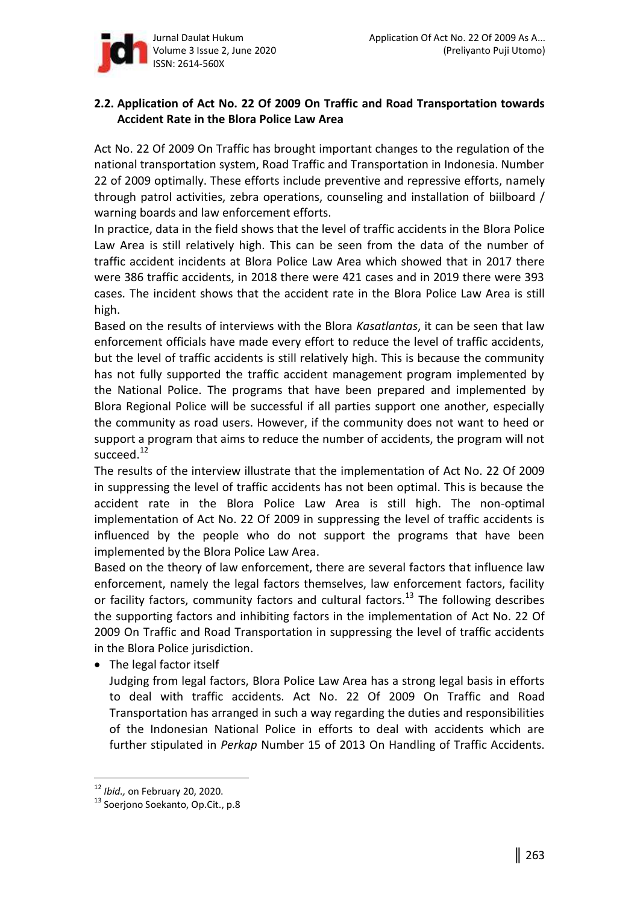## 2.2. Application of Act No. 22 Of 2009 On Traffic and Road Transportation towards Accident Rate in the Blora Police Law Area

Act No. 22 Of 2009 On Traffic has brought important changes to the regulation of the national transportation system, Road Traffic and Transportation in Indonesia. Number 22 of 2009 optimally. These efforts include preventive and repressive efforts, namely through patrol activities, zebra operations, counseling and installation of biilboard / warning boards and law enforcement efforts.

In practice, data in the field shows that the level of traffic accidents in the Blora Police Law Area is still relatively high. This can be seen from the data of the number of traffic accident incidents at Blora Police Law Area which showed that in 2017 there were 386 traffic accidents, in 2018 there were 421 cases and in 2019 there were 393 cases. The incident shows that the accident rate in the Blora Police Law Area is still high.

Based on the results of interviews with the Blora *Kasatlantas*, it can be seen that law enforcement officials have made every effort to reduce the level of traffic accidents, but the level of traffic accidents is still relatively high. This is because the community has not fully supported the traffic accident management program implemented by the National Police. The programs that have been prepared and implemented by Blora Regional Police will be successful if all parties support one another, especially the community as road users. However, if the community does not want to heed or support a program that aims to reduce the number of accidents, the program will not succeed.[12]

The results of the interview illustrate that the implementation of Act No. 22 Of 2009 in suppressing the level of traffic accidents has not been optimal. This is because the accident rate in the Blora Police Law Area is still high. The non-optimal implementation of Act No. 22 Of 2009 in suppressing the level of traffic accidents is influenced by the people who do not support the programs that have been implemented by the Blora Police Law Area.

Based on the theory of law enforcement, there are several factors that influence law enforcement, namely the legal factors themselves, law enforcement factors, facility or facility factors, community factors and cultural factors.[13] The following describes the supporting factors and inhibiting factors in the implementation of Act No. 22 Of 2009 On Traffic and Road Transportation in suppressing the level of traffic accidents in the Blora Police jurisdiction.

- The legal factor itself

  Judging from legal factors, Blora Police Law Area has a strong legal basis in efforts to deal with traffic accidents. Act No. 22 Of 2009 On Traffic and Road Transportation has arranged in such a way regarding the duties and responsibilities of the Indonesian National Police in efforts to deal with accidents which are further stipulated in *Perkap* Number 15 of 2013 On Handling of Traffic Accidents.

---

[12] *Ibid.,* on February 20, 2020.

[13] Soerjono Soekanto, Op.Cit., p.8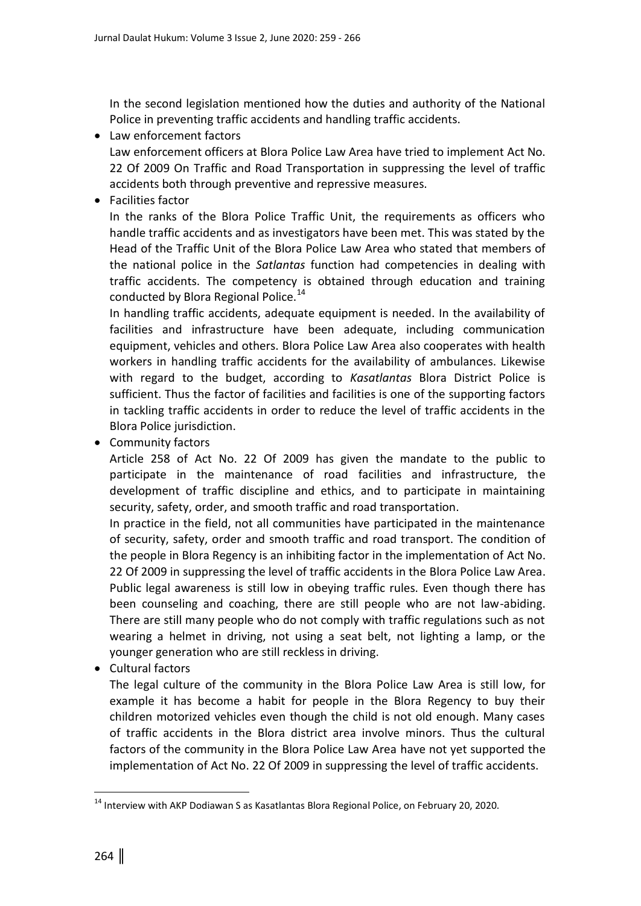In the second legislation mentioned how the duties and authority of the National Police in preventing traffic accidents and handling traffic accidents.

- Law enforcement factors

  Law enforcement officers at Blora Police Law Area have tried to implement Act No. 22 Of 2009 On Traffic and Road Transportation in suppressing the level of traffic accidents both through preventive and repressive measures.

- Facilities factor

  In the ranks of the Blora Police Traffic Unit, the requirements as officers who handle traffic accidents and as investigators have been met. This was stated by the Head of the Traffic Unit of the Blora Police Law Area who stated that members of the national police in the *Satlantas* function had competencies in dealing with traffic accidents. The competency is obtained through education and training conducted by Blora Regional Police.[14]

  In handling traffic accidents, adequate equipment is needed. In the availability of facilities and infrastructure have been adequate, including communication equipment, vehicles and others. Blora Police Law Area also cooperates with health workers in handling traffic accidents for the availability of ambulances. Likewise with regard to the budget, according to *Kasatlantas* Blora District Police is sufficient. Thus the factor of facilities and facilities is one of the supporting factors in tackling traffic accidents in order to reduce the level of traffic accidents in the Blora Police jurisdiction.

- Community factors

  Article 258 of Act No. 22 Of 2009 has given the mandate to the public to participate in the maintenance of road facilities and infrastructure, the development of traffic discipline and ethics, and to participate in maintaining security, safety, order, and smooth traffic and road transportation.

  In practice in the field, not all communities have participated in the maintenance of security, safety, order and smooth traffic and road transport. The condition of the people in Blora Regency is an inhibiting factor in the implementation of Act No. 22 Of 2009 in suppressing the level of traffic accidents in the Blora Police Law Area. Public legal awareness is still low in obeying traffic rules. Even though there has been counseling and coaching, there are still people who are not law-abiding. There are still many people who do not comply with traffic regulations such as not wearing a helmet in driving, not using a seat belt, not lighting a lamp, or the younger generation who are still reckless in driving.

- Cultural factors

  The legal culture of the community in the Blora Police Law Area is still low, for example it has become a habit for people in the Blora Regency to buy their children motorized vehicles even though the child is not old enough. Many cases of traffic accidents in the Blora district area involve minors. Thus the cultural factors of the community in the Blora Police Law Area have not yet supported the implementation of Act No. 22 Of 2009 in suppressing the level of traffic accidents.

---

[14] Interview with AKP Dodiawan S as Kasatlantas Blora Regional Police, on February 20, 2020.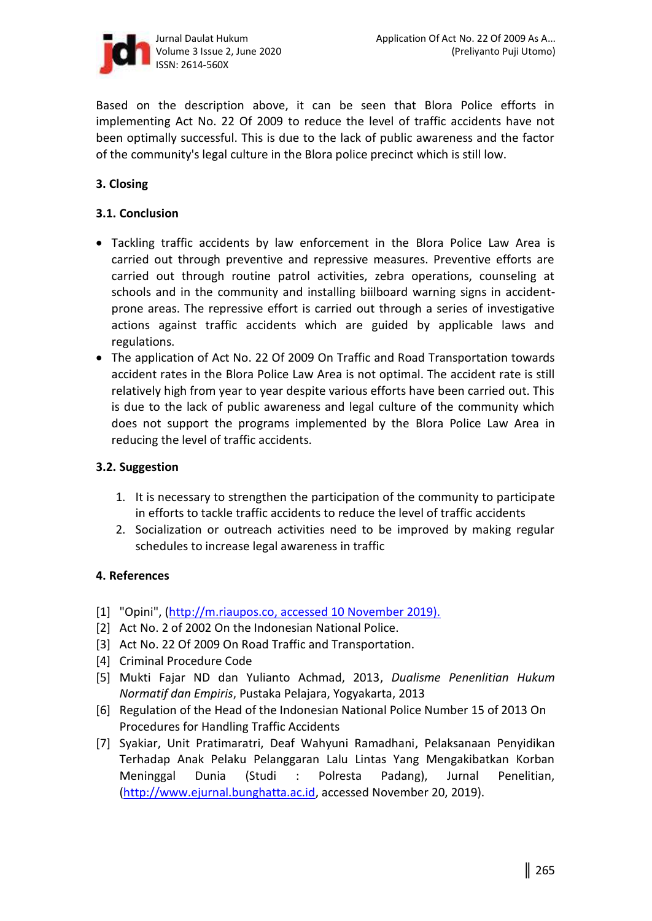Based on the description above, it can be seen that Blora Police efforts in implementing Act No. 22 Of 2009 to reduce the level of traffic accidents have not been optimally successful. This is due to the lack of public awareness and the factor of the community's legal culture in the Blora police precinct which is still low.

## 3. Closing

### 3.1. Conclusion

- Tackling traffic accidents by law enforcement in the Blora Police Law Area is carried out through preventive and repressive measures. Preventive efforts are carried out through routine patrol activities, zebra operations, counseling at schools and in the community and installing biilboard warning signs in accident-prone areas. The repressive effort is carried out through a series of investigative actions against traffic accidents which are guided by applicable laws and regulations.
- The application of Act No. 22 Of 2009 On Traffic and Road Transportation towards accident rates in the Blora Police Law Area is not optimal. The accident rate is still relatively high from year to year despite various efforts have been carried out. This is due to the lack of public awareness and legal culture of the community which does not support the programs implemented by the Blora Police Law Area in reducing the level of traffic accidents.

### 3.2. Suggestion

1. It is necessary to strengthen the participation of the community to participate in efforts to tackle traffic accidents to reduce the level of traffic accidents
2. Socialization or outreach activities need to be improved by making regular schedules to increase legal awareness in traffic

## 4. References

[1] "Opini", (http://m.riaupos.co, accessed 10 November 2019).

[2] Act No. 2 of 2002 On the Indonesian National Police.

[3] Act No. 22 Of 2009 On Road Traffic and Transportation.

[4] Criminal Procedure Code

[5] Mukti Fajar ND dan Yulianto Achmad, 2013, *Dualisme Penenlitian Hukum Normatif dan Empiris*, Pustaka Pelajara, Yogyakarta, 2013

[6] Regulation of the Head of the Indonesian National Police Number 15 of 2013 On Procedures for Handling Traffic Accidents

[7] Syakiar, Unit Pratimaratri, Deaf Wahyuni Ramadhani, Pelaksanaan Penyidikan Terhadap Anak Pelaku Pelanggaran Lalu Lintas Yang Mengakibatkan Korban Meninggal Dunia (Studi : Polresta Padang), Jurnal Penelitian, (http://www.ejurnal.bunghatta.ac.id, accessed November 20, 2019).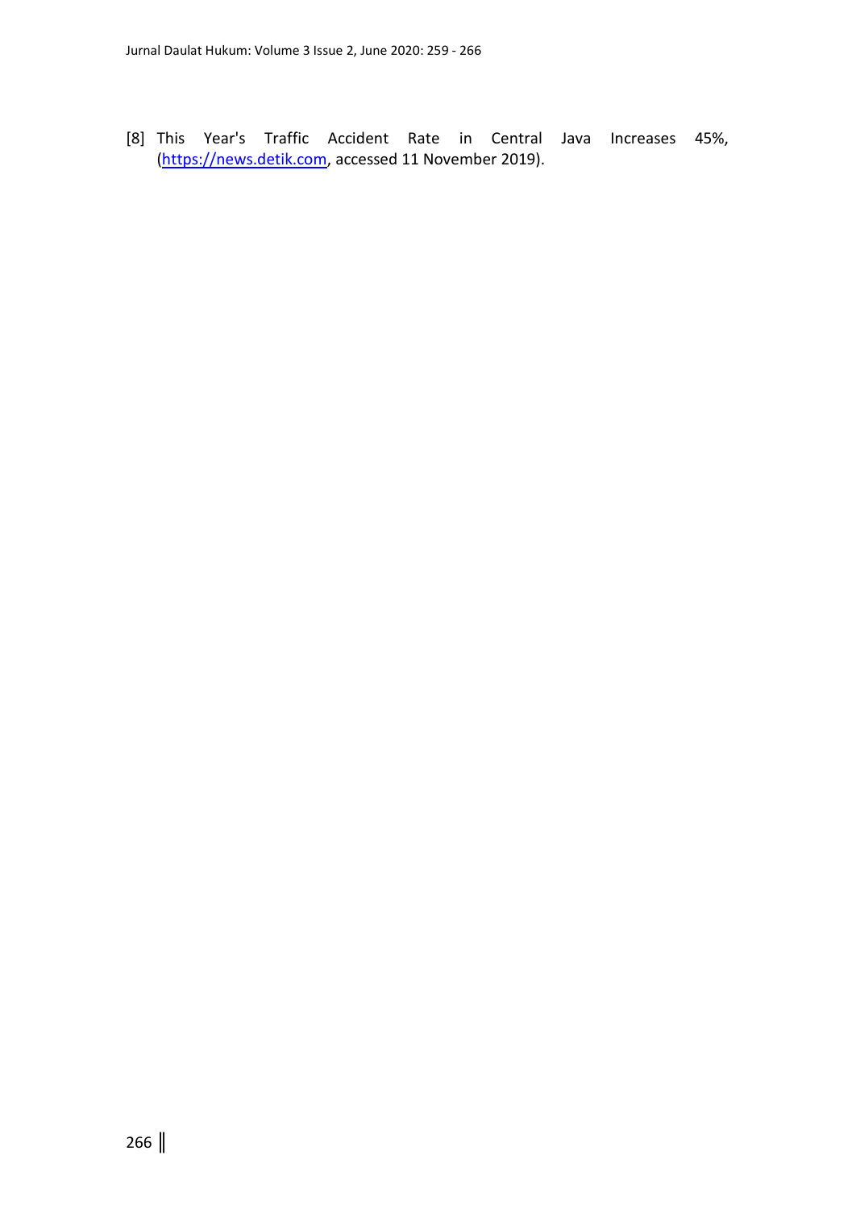[8] This Year's Traffic Accident Rate in Central Java Increases 45%, (https://news.detik.com, accessed 11 November 2019).